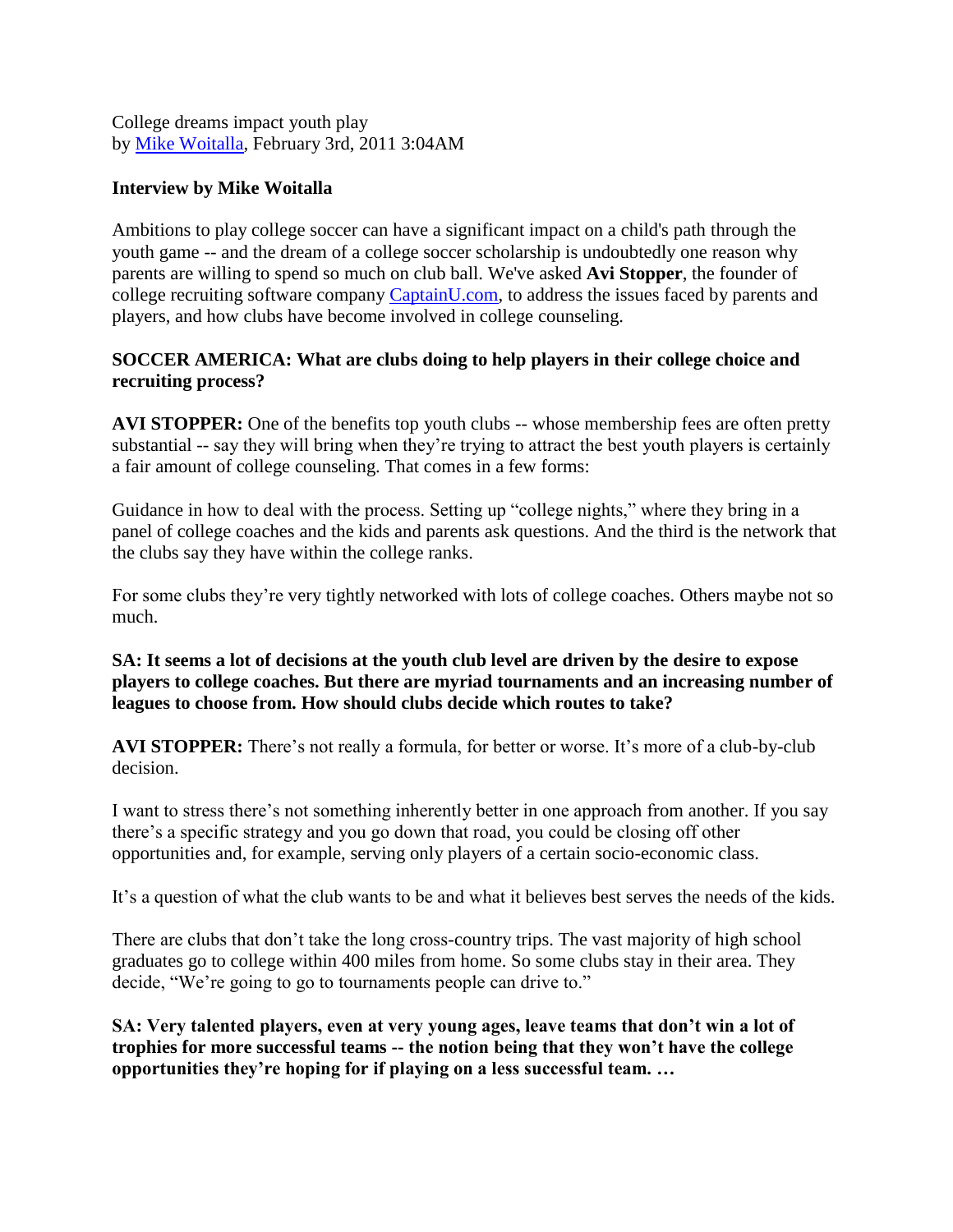College dreams impact youth play

by [Mike Woitalla](), February 3rd, 2011 3:04AM

**Interview by Mike Woitalla**

Ambitions to play college soccer can have a significant impact on a child's path through the youth game -- and the dream of a college soccer scholarship is undoubtedly one reason why parents are willing to spend so much on club ball. We've asked **Avi Stopper**, the founder of college recruiting software company [CaptainU.com](), to address the issues faced by parents and players, and how clubs have become involved in college counseling.

**SOCCER AMERICA: What are clubs doing to help players in their college choice and recruiting process?**

**AVI STOPPER:** One of the benefits top youth clubs -- whose membership fees are often pretty substantial -- say they will bring when they're trying to attract the best youth players is certainly a fair amount of college counseling. That comes in a few forms:

Guidance in how to deal with the process. Setting up "college nights," where they bring in a panel of college coaches and the kids and parents ask questions. And the third is the network that the clubs say they have within the college ranks.

For some clubs they're very tightly networked with lots of college coaches. Others maybe not so much.

**SA: It seems a lot of decisions at the youth club level are driven by the desire to expose players to college coaches. But there are myriad tournaments and an increasing number of leagues to choose from. How should clubs decide which routes to take?**

**AVI STOPPER:** There's not really a formula, for better or worse. It's more of a club-by-club decision.

I want to stress there's not something inherently better in one approach from another. If you say there's a specific strategy and you go down that road, you could be closing off other opportunities and, for example, serving only players of a certain socio-economic class.

It's a question of what the club wants to be and what it believes best serves the needs of the kids.

There are clubs that don't take the long cross-country trips. The vast majority of high school graduates go to college within 400 miles from home. So some clubs stay in their area. They decide, "We're going to go to tournaments people can drive to."

**SA: Very talented players, even at very young ages, leave teams that don't win a lot of trophies for more successful teams -- the notion being that they won't have the college opportunities they're hoping for if playing on a less successful team. …**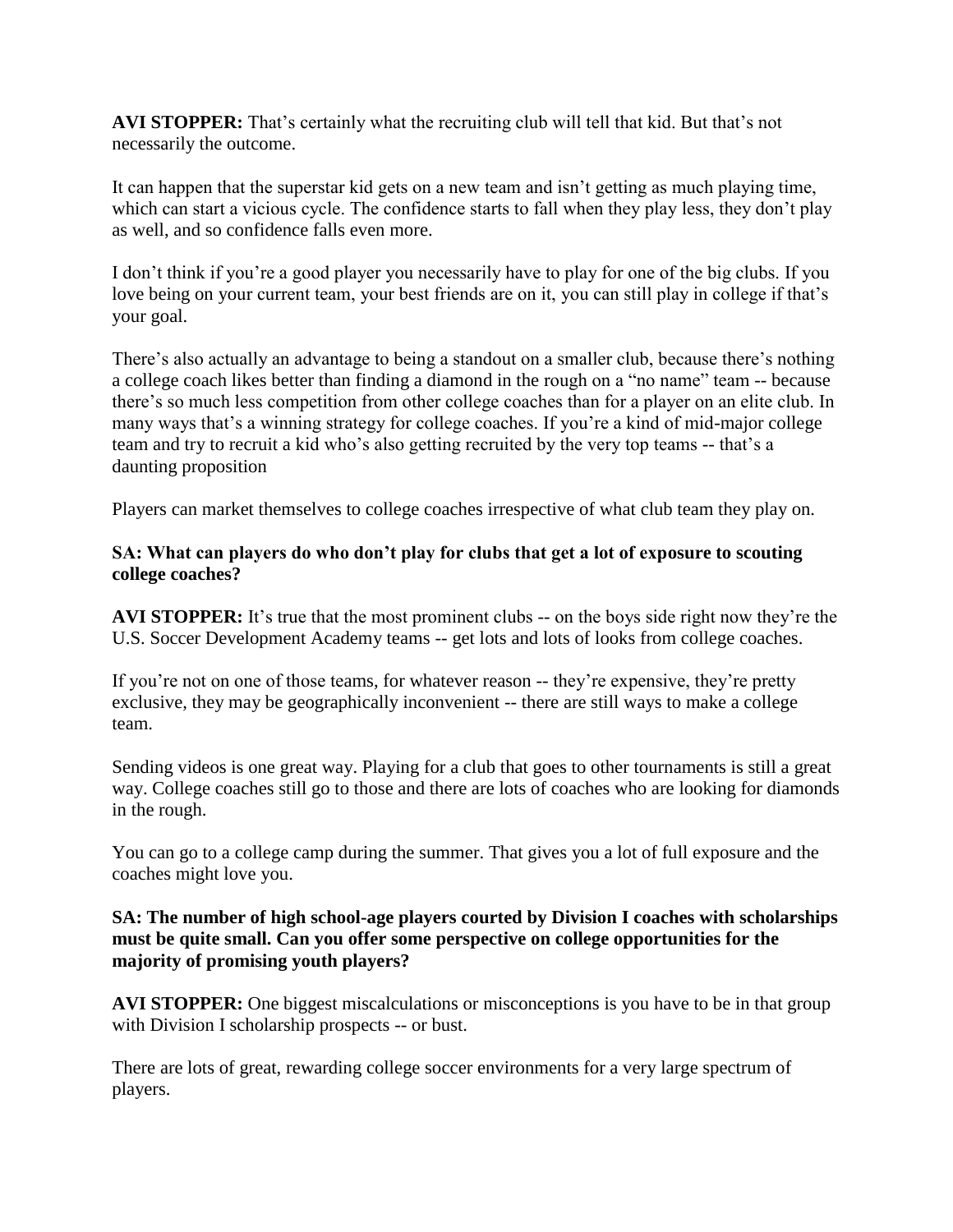**AVI STOPPER:** That's certainly what the recruiting club will tell that kid. But that's not necessarily the outcome.

It can happen that the superstar kid gets on a new team and isn't getting as much playing time, which can start a vicious cycle. The confidence starts to fall when they play less, they don't play as well, and so confidence falls even more.

I don't think if you're a good player you necessarily have to play for one of the big clubs. If you love being on your current team, your best friends are on it, you can still play in college if that's your goal.

There's also actually an advantage to being a standout on a smaller club, because there's nothing a college coach likes better than finding a diamond in the rough on a "no name" team -- because there's so much less competition from other college coaches than for a player on an elite club. In many ways that's a winning strategy for college coaches. If you're a kind of mid-major college team and try to recruit a kid who's also getting recruited by the very top teams -- that's a daunting proposition

Players can market themselves to college coaches irrespective of what club team they play on.

**SA: What can players do who don't play for clubs that get a lot of exposure to scouting college coaches?**

**AVI STOPPER:** It's true that the most prominent clubs -- on the boys side right now they're the U.S. Soccer Development Academy teams -- get lots and lots of looks from college coaches.

If you're not on one of those teams, for whatever reason -- they're expensive, they're pretty exclusive, they may be geographically inconvenient -- there are still ways to make a college team.

Sending videos is one great way. Playing for a club that goes to other tournaments is still a great way. College coaches still go to those and there are lots of coaches who are looking for diamonds in the rough.

You can go to a college camp during the summer. That gives you a lot of full exposure and the coaches might love you.

**SA: The number of high school-age players courted by Division I coaches with scholarships must be quite small. Can you offer some perspective on college opportunities for the majority of promising youth players?**

**AVI STOPPER:** One biggest miscalculations or misconceptions is you have to be in that group with Division I scholarship prospects -- or bust.

There are lots of great, rewarding college soccer environments for a very large spectrum of players.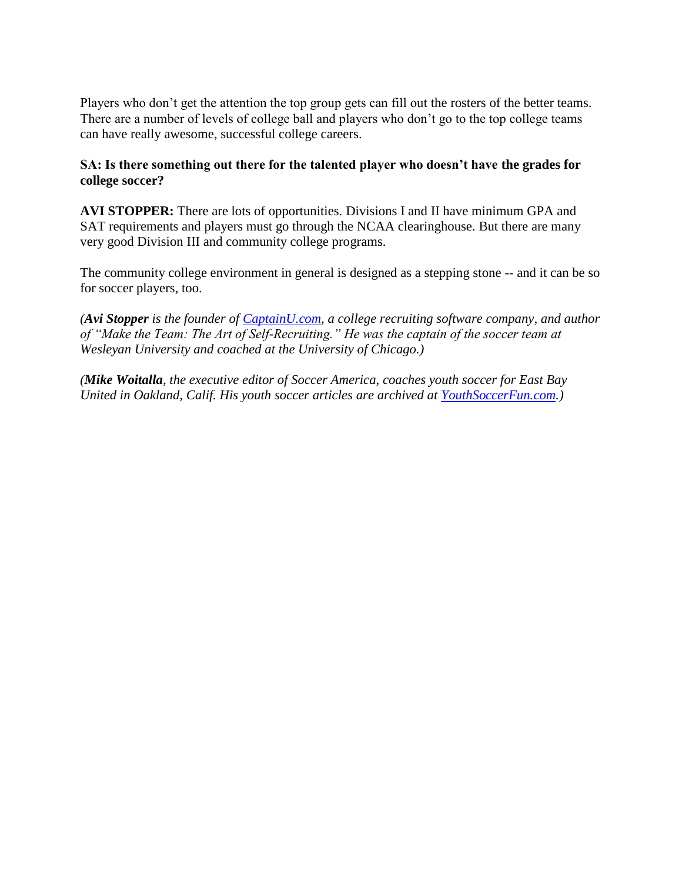Players who don't get the attention the top group gets can fill out the rosters of the better teams. There are a number of levels of college ball and players who don't go to the top college teams can have really awesome, successful college careers.

**SA: Is there something out there for the talented player who doesn't have the grades for college soccer?**

**AVI STOPPER:** There are lots of opportunities. Divisions I and II have minimum GPA and SAT requirements and players must go through the NCAA clearinghouse. But there are many very good Division III and community college programs.

The community college environment in general is designed as a stepping stone -- and it can be so for soccer players, too.

*(**Avi Stopper** is the founder of [CaptainU.com](CaptainU.com), a college recruiting software company, and author of "Make the Team: The Art of Self-Recruiting." He was the captain of the soccer team at Wesleyan University and coached at the University of Chicago.)*

*(**Mike Woitalla**, the executive editor of Soccer America, coaches youth soccer for East Bay United in Oakland, Calif. His youth soccer articles are archived at [YouthSoccerFun.com](YouthSoccerFun.com).)*